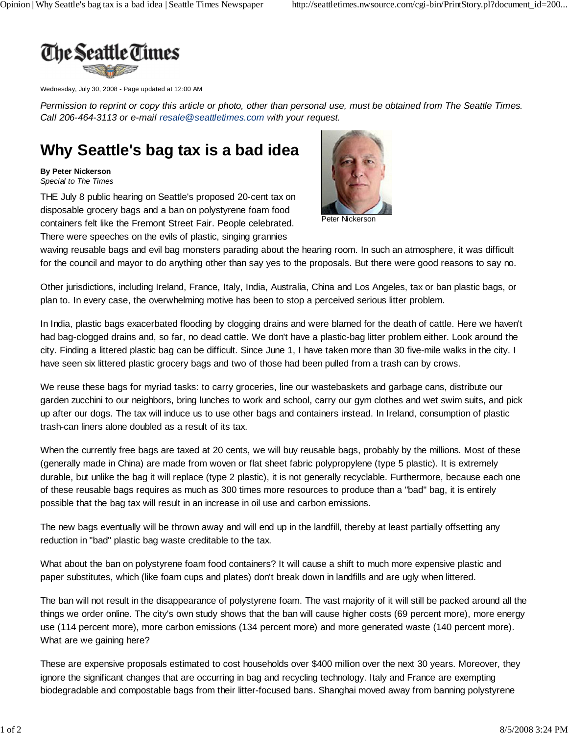The Seattle Times

Wednesday, July 30, 2008 - Page updated at 12:00 AM

*Permission to reprint or copy this article or photo, other than personal use, must be obtained from The Seattle Times. Call 206-464-3113 or e-mail resale@seattletimes.com with your request.*

# Why Seattle's bag tax is a bad idea

**By Peter Nickerson**
*Special to The Times*

Peter Nickerson

THE July 8 public hearing on Seattle's proposed 20-cent tax on disposable grocery bags and a ban on polystyrene foam food containers felt like the Fremont Street Fair. People celebrated. There were speeches on the evils of plastic, singing grannies waving reusable bags and evil bag monsters parading about the hearing room. In such an atmosphere, it was difficult for the council and mayor to do anything other than say yes to the proposals. But there were good reasons to say no.

Other jurisdictions, including Ireland, France, Italy, India, Australia, China and Los Angeles, tax or ban plastic bags, or plan to. In every case, the overwhelming motive has been to stop a perceived serious litter problem.

In India, plastic bags exacerbated flooding by clogging drains and were blamed for the death of cattle. Here we haven't had bag-clogged drains and, so far, no dead cattle. We don't have a plastic-bag litter problem either. Look around the city. Finding a littered plastic bag can be difficult. Since June 1, I have taken more than 30 five-mile walks in the city. I have seen six littered plastic grocery bags and two of those had been pulled from a trash can by crows.

We reuse these bags for myriad tasks: to carry groceries, line our wastebaskets and garbage cans, distribute our garden zucchini to our neighbors, bring lunches to work and school, carry our gym clothes and wet swim suits, and pick up after our dogs. The tax will induce us to use other bags and containers instead. In Ireland, consumption of plastic trash-can liners alone doubled as a result of its tax.

When the currently free bags are taxed at 20 cents, we will buy reusable bags, probably by the millions. Most of these (generally made in China) are made from woven or flat sheet fabric polypropylene (type 5 plastic). It is extremely durable, but unlike the bag it will replace (type 2 plastic), it is not generally recyclable. Furthermore, because each one of these reusable bags requires as much as 300 times more resources to produce than a "bad" bag, it is entirely possible that the bag tax will result in an increase in oil use and carbon emissions.

The new bags eventually will be thrown away and will end up in the landfill, thereby at least partially offsetting any reduction in "bad" plastic bag waste creditable to the tax.

What about the ban on polystyrene foam food containers? It will cause a shift to much more expensive plastic and paper substitutes, which (like foam cups and plates) don't break down in landfills and are ugly when littered.

The ban will not result in the disappearance of polystyrene foam. The vast majority of it will still be packed around all the things we order online. The city's own study shows that the ban will cause higher costs (69 percent more), more energy use (114 percent more), more carbon emissions (134 percent more) and more generated waste (140 percent more). What are we gaining here?

These are expensive proposals estimated to cost households over $400 million over the next 30 years. Moreover, they ignore the significant changes that are occurring in bag and recycling technology. Italy and France are exempting biodegradable and compostable bags from their litter-focused bans. Shanghai moved away from banning polystyrene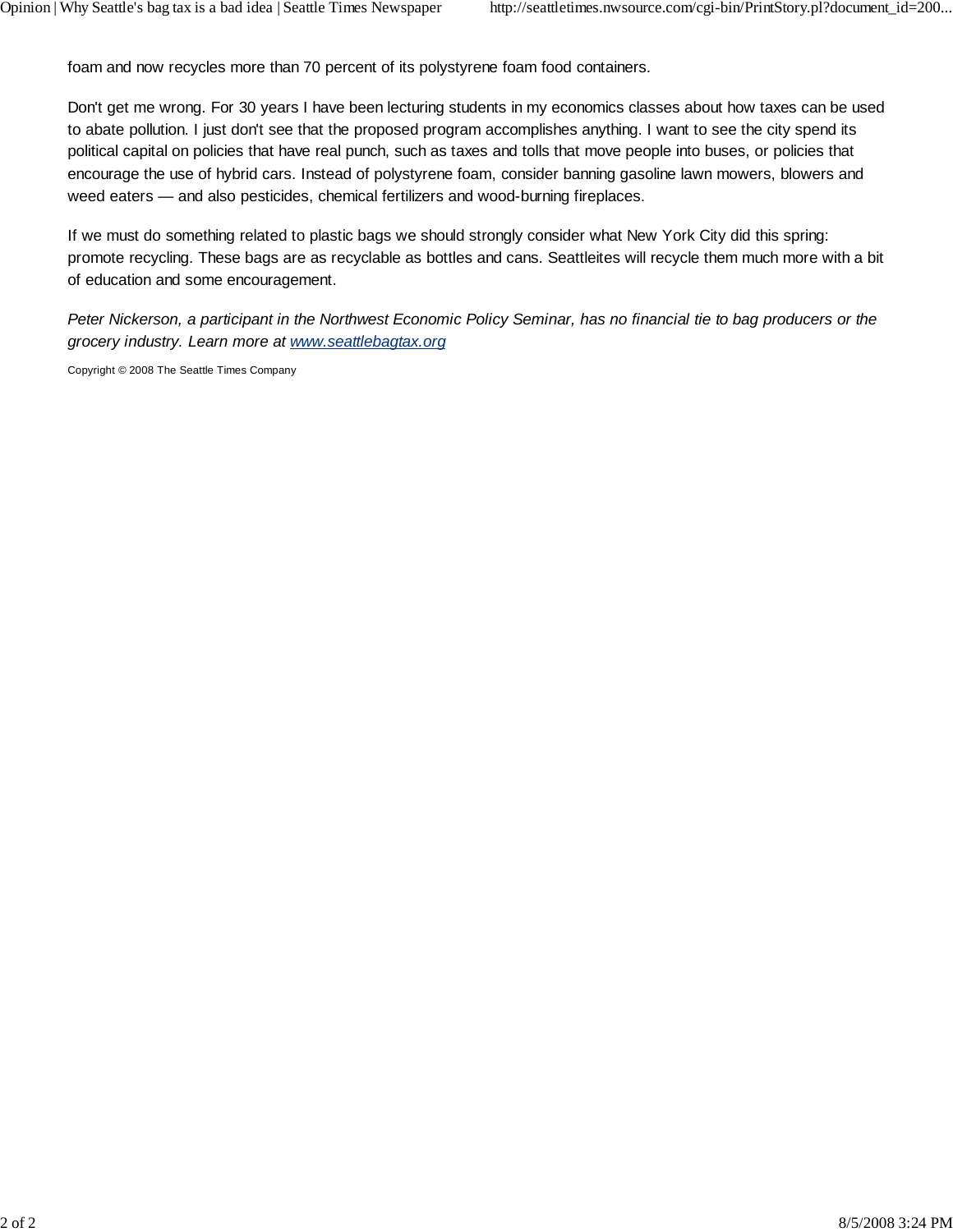foam and now recycles more than 70 percent of its polystyrene foam food containers.

Don't get me wrong. For 30 years I have been lecturing students in my economics classes about how taxes can be used to abate pollution. I just don't see that the proposed program accomplishes anything. I want to see the city spend its political capital on policies that have real punch, such as taxes and tolls that move people into buses, or policies that encourage the use of hybrid cars. Instead of polystyrene foam, consider banning gasoline lawn mowers, blowers and weed eaters — and also pesticides, chemical fertilizers and wood-burning fireplaces.

If we must do something related to plastic bags we should strongly consider what New York City did this spring: promote recycling. These bags are as recyclable as bottles and cans. Seattleites will recycle them much more with a bit of education and some encouragement.

*Peter Nickerson, a participant in the Northwest Economic Policy Seminar, has no financial tie to bag producers or the grocery industry. Learn more at [www.seattlebagtax.org](http://www.seattlebagtax.org)*

Copyright © 2008 The Seattle Times Company